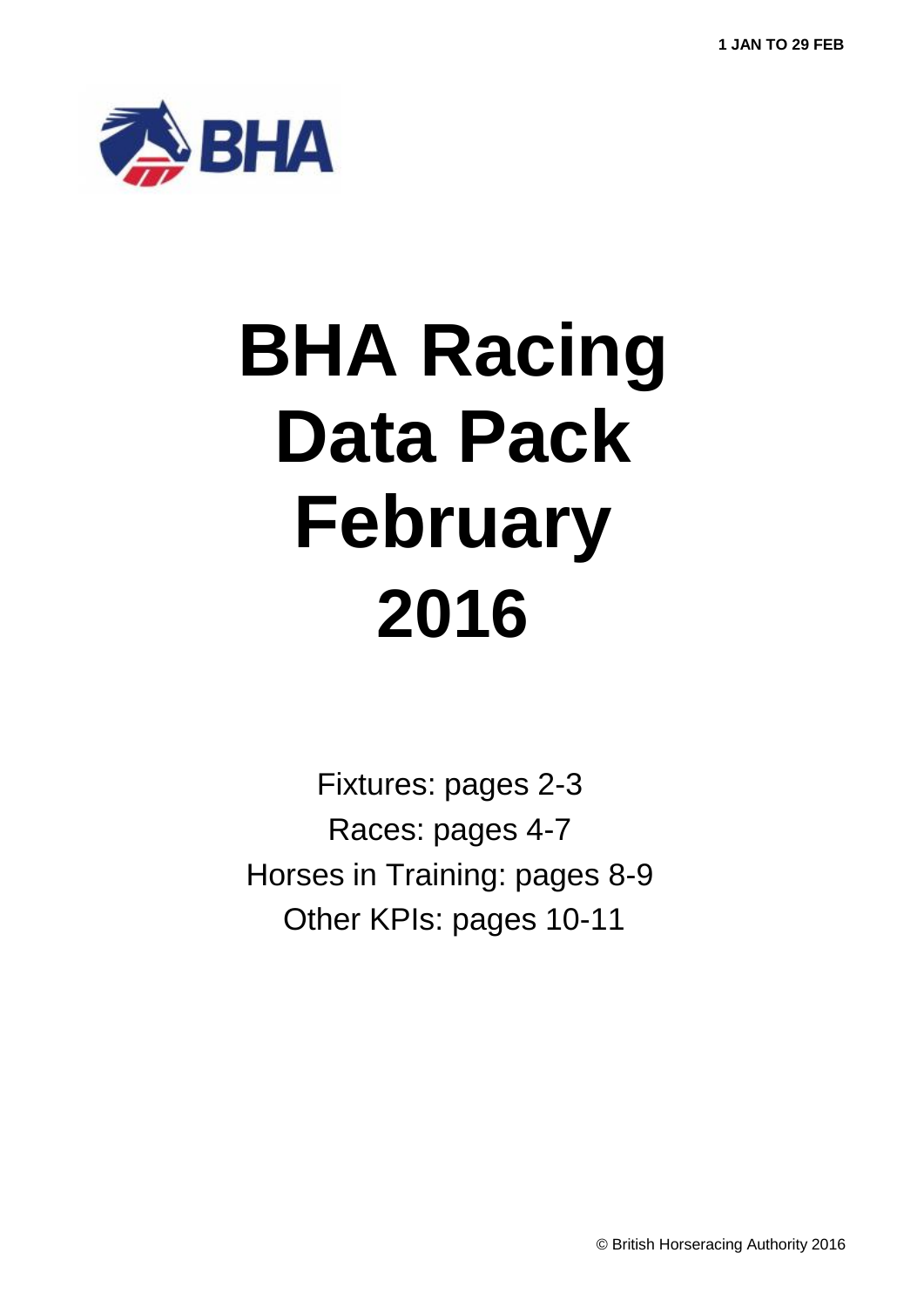1 JAN TO 29 FEB

BHA

# BHA Racing Data Pack February 2016

Fixtures: pages 2-3
Races: pages 4-7
Horses in Training: pages 8-9
Other KPIs: pages 10-11

© British Horseracing Authority 2016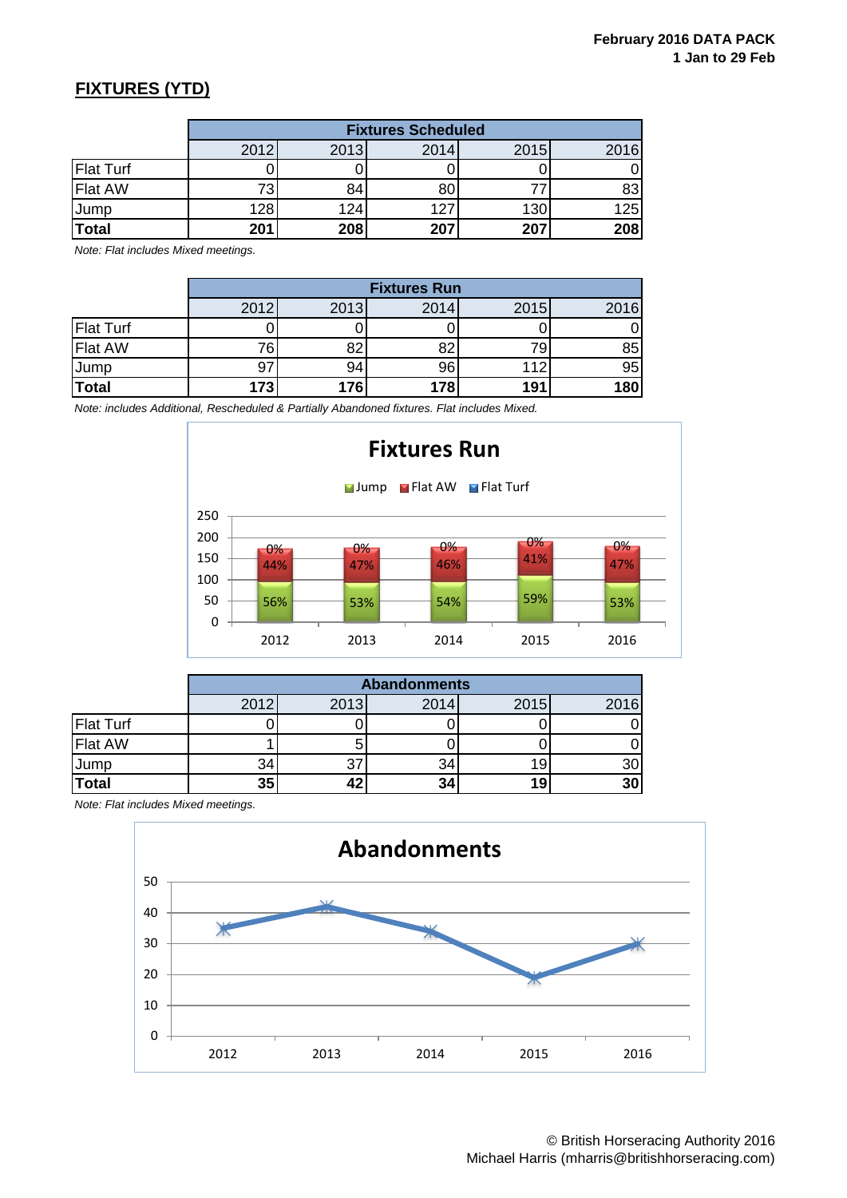## FIXTURES (YTD)

| | Fixtures Scheduled | | | | |
|---|---|---|---|---|---|
| | 2012 | 2013 | 2014 | 2015 | 2016 |
| Flat Turf | 0 | 0 | 0 | 0 | 0 |
| Flat AW | 73 | 84 | 80 | 77 | 83 |
| Jump | 128 | 124 | 127 | 130 | 125 |
| **Total** | **201** | **208** | **207** | **207** | **208** |

*Note: Flat includes Mixed meetings.*

| | Fixtures Run | | | | |
|---|---|---|---|---|---|
| | 2012 | 2013 | 2014 | 2015 | 2016 |
| Flat Turf | 0 | 0 | 0 | 0 | 0 |
| Flat AW | 76 | 82 | 82 | 79 | 85 |
| Jump | 97 | 94 | 96 | 112 | 95 |
| **Total** | **173** | **176** | **178** | **191** | **180** |

*Note: includes Additional, Rescheduled & Partially Abandoned fixtures. Flat includes Mixed.*

| | Abandonments | | | | |
|---|---|---|---|---|---|
| | 2012 | 2013 | 2014 | 2015 | 2016 |
| Flat Turf | 0 | 0 | 0 | 0 | 0 |
| Flat AW | 1 | 5 | 0 | 0 | 0 |
| Jump | 34 | 37 | 34 | 19 | 30 |
| **Total** | **35** | **42** | **34** | **19** | **30** |

*Note: Flat includes Mixed meetings.*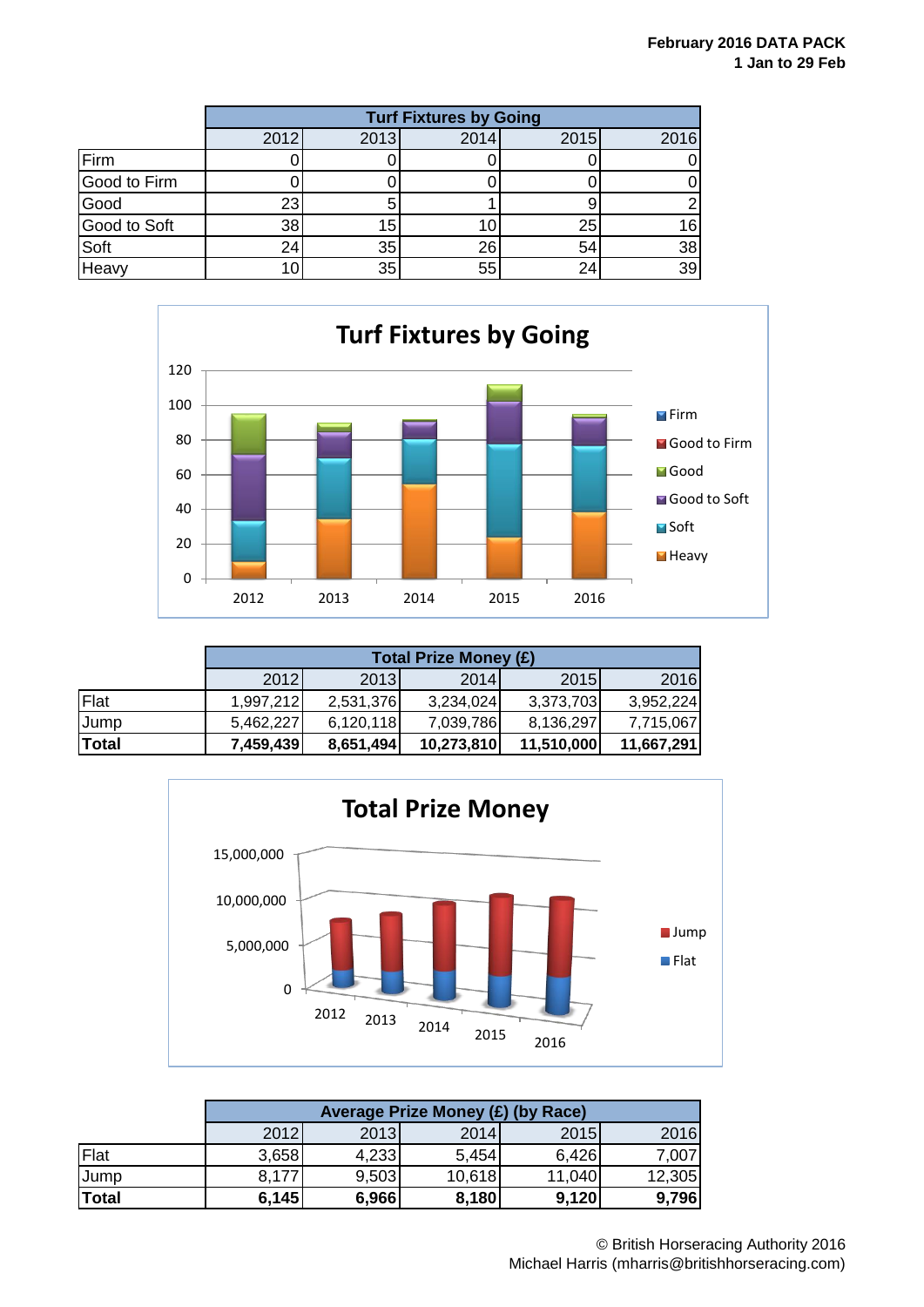**February 2016 DATA PACK**
**1 Jan to 29 Feb**

| | Turf Fixtures by Going | | | | |
|---|---|---|---|---|---|
| | 2012 | 2013 | 2014 | 2015 | 2016 |
| Firm | 0 | 0 | 0 | 0 | 0 |
| Good to Firm | 0 | 0 | 0 | 0 | 0 |
| Good | 23 | 5 | 1 | 9 | 2 |
| Good to Soft | 38 | 15 | 10 | 25 | 16 |
| Soft | 24 | 35 | 26 | 54 | 38 |
| Heavy | 10 | 35 | 55 | 24 | 39 |

| | Total Prize Money (£) | | | | |
|---|---|---|---|---|---|
| | 2012 | 2013 | 2014 | 2015 | 2016 |
| Flat | 1,997,212 | 2,531,376 | 3,234,024 | 3,373,703 | 3,952,224 |
| Jump | 5,462,227 | 6,120,118 | 7,039,786 | 8,136,297 | 7,715,067 |
| **Total** | **7,459,439** | **8,651,494** | **10,273,810** | **11,510,000** | **11,667,291** |

| | Average Prize Money (£) (by Race) | | | | |
|---|---|---|---|---|---|
| | 2012 | 2013 | 2014 | 2015 | 2016 |
| Flat | 3,658 | 4,233 | 5,454 | 6,426 | 7,007 |
| Jump | 8,177 | 9,503 | 10,618 | 11,040 | 12,305 |
| **Total** | **6,145** | **6,966** | **8,180** | **9,120** | **9,796** |

© British Horseracing Authority 2016
Michael Harris (mharris@britishhorseracing.com)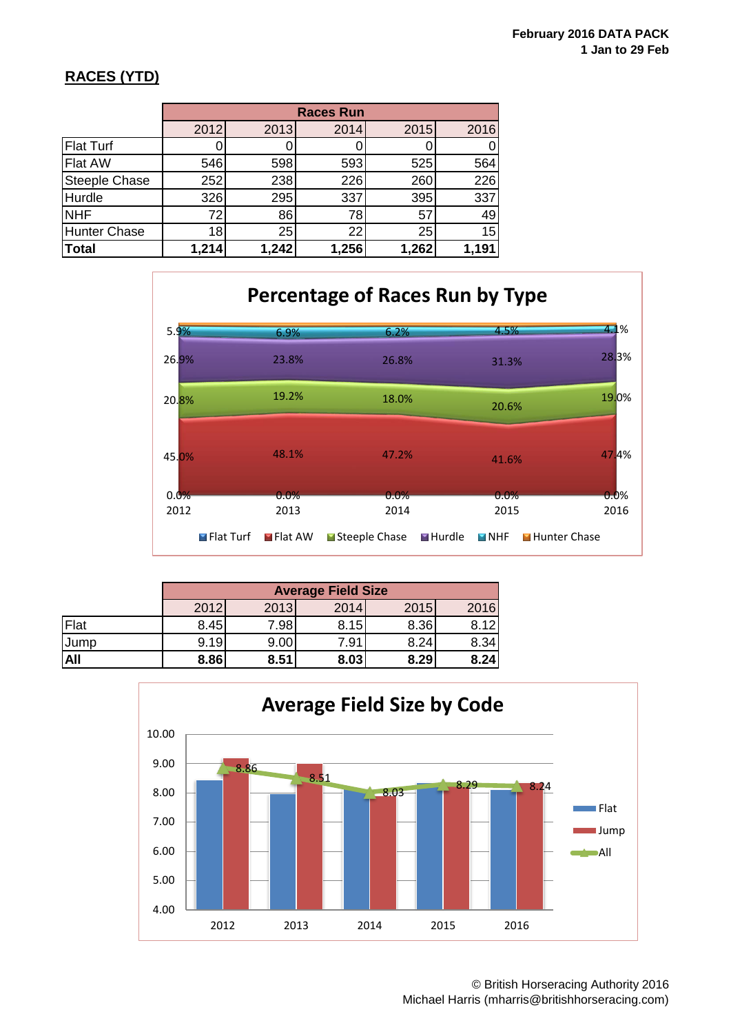February 2016 DATA PACK
1 Jan to 29 Feb

## RACES (YTD)

| | Races Run | | | | |
|---|---|---|---|---|---|
| | 2012 | 2013 | 2014 | 2015 | 2016 |
| Flat Turf | 0 | 0 | 0 | 0 | 0 |
| Flat AW | 546 | 598 | 593 | 525 | 564 |
| Steeple Chase | 252 | 238 | 226 | 260 | 226 |
| Hurdle | 326 | 295 | 337 | 395 | 337 |
| NHF | 72 | 86 | 78 | 57 | 49 |
| Hunter Chase | 18 | 25 | 22 | 25 | 15 |
| **Total** | **1,214** | **1,242** | **1,256** | **1,262** | **1,191** |

**Percentage of Races Run by Type**

| | 2012 | 2013 | 2014 | 2015 | 2016 |
|---|---|---|---|---|---|
| Flat Turf | 0.0% | 0.0% | 0.0% | 0.0% | 0.0% |
| Flat AW | 45.0% | 48.1% | 47.2% | 41.6% | 47.4% |
| Steeple Chase | 20.8% | 19.2% | 18.0% | 20.6% | 19.0% |
| Hurdle | 26.9% | 23.8% | 26.8% | 31.3% | 28.3% |
| NHF | 5.9% | 6.9% | 6.2% | 4.5% | 4.1% |

| | Average Field Size | | | | |
|---|---|---|---|---|---|
| | 2012 | 2013 | 2014 | 2015 | 2016 |
| Flat | 8.45 | 7.98 | 8.15 | 8.36 | 8.12 |
| Jump | 9.19 | 9.00 | 7.91 | 8.24 | 8.34 |
| **All** | **8.86** | **8.51** | **8.03** | **8.29** | **8.24** |

**Average Field Size by Code**

| | 2012 | 2013 | 2014 | 2015 | 2016 |
|---|---|---|---|---|---|
| All | 8.86 | 8.51 | 8.03 | 8.29 | 8.24 |

© British Horseracing Authority 2016
Michael Harris (mharris@britishhorseracing.com)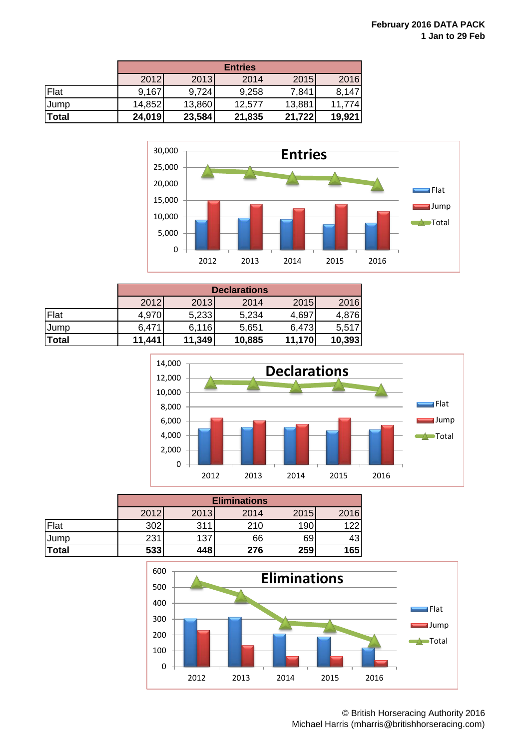February 2016 DATA PACK
1 Jan to 29 Feb

| | Entries | | | | |
|---|---|---|---|---|---|
| | 2012 | 2013 | 2014 | 2015 | 2016 |
| Flat | 9,167 | 9,724 | 9,258 | 7,841 | 8,147 |
| Jump | 14,852 | 13,860 | 12,577 | 13,881 | 11,774 |
| **Total** | **24,019** | **23,584** | **21,835** | **21,722** | **19,921** |

| | Declarations | | | | |
|---|---|---|---|---|---|
| | 2012 | 2013 | 2014 | 2015 | 2016 |
| Flat | 4,970 | 5,233 | 5,234 | 4,697 | 4,876 |
| Jump | 6,471 | 6,116 | 5,651 | 6,473 | 5,517 |
| **Total** | **11,441** | **11,349** | **10,885** | **11,170** | **10,393** |

| | Eliminations | | | | |
|---|---|---|---|---|---|
| | 2012 | 2013 | 2014 | 2015 | 2016 |
| Flat | 302 | 311 | 210 | 190 | 122 |
| Jump | 231 | 137 | 66 | 69 | 43 |
| **Total** | **533** | **448** | **276** | **259** | **165** |

© British Horseracing Authority 2016
Michael Harris (mharris@britishhorseracing.com)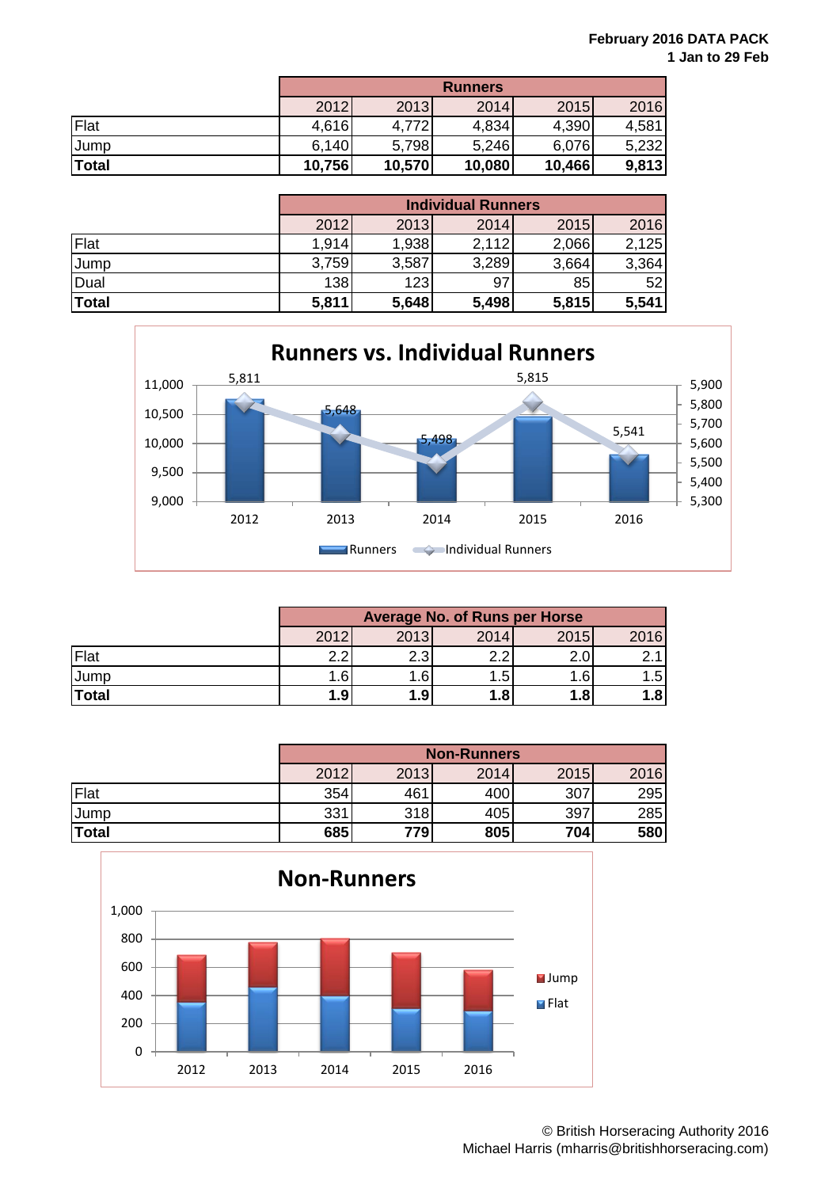**February 2016 DATA PACK**
**1 Jan to 29 Feb**

| | Runners | | | | |
|---|---|---|---|---|---|
| | 2012 | 2013 | 2014 | 2015 | 2016 |
| Flat | 4,616 | 4,772 | 4,834 | 4,390 | 4,581 |
| Jump | 6,140 | 5,798 | 5,246 | 6,076 | 5,232 |
| **Total** | **10,756** | **10,570** | **10,080** | **10,466** | **9,813** |

| | Individual Runners | | | | |
|---|---|---|---|---|---|
| | 2012 | 2013 | 2014 | 2015 | 2016 |
| Flat | 1,914 | 1,938 | 2,112 | 2,066 | 2,125 |
| Jump | 3,759 | 3,587 | 3,289 | 3,664 | 3,364 |
| Dual | 138 | 123 | 97 | 85 | 52 |
| **Total** | **5,811** | **5,648** | **5,498** | **5,815** | **5,541** |

| | Average No. of Runs per Horse | | | | |
|---|---|---|---|---|---|
| | 2012 | 2013 | 2014 | 2015 | 2016 |
| Flat | 2.2 | 2.3 | 2.2 | 2.0 | 2.1 |
| Jump | 1.6 | 1.6 | 1.5 | 1.6 | 1.5 |
| **Total** | **1.9** | **1.9** | **1.8** | **1.8** | **1.8** |

| | Non-Runners | | | | |
|---|---|---|---|---|---|
| | 2012 | 2013 | 2014 | 2015 | 2016 |
| Flat | 354 | 461 | 400 | 307 | 295 |
| Jump | 331 | 318 | 405 | 397 | 285 |
| **Total** | **685** | **779** | **805** | **704** | **580** |

© British Horseracing Authority 2016
Michael Harris (mharris@britishhorseracing.com)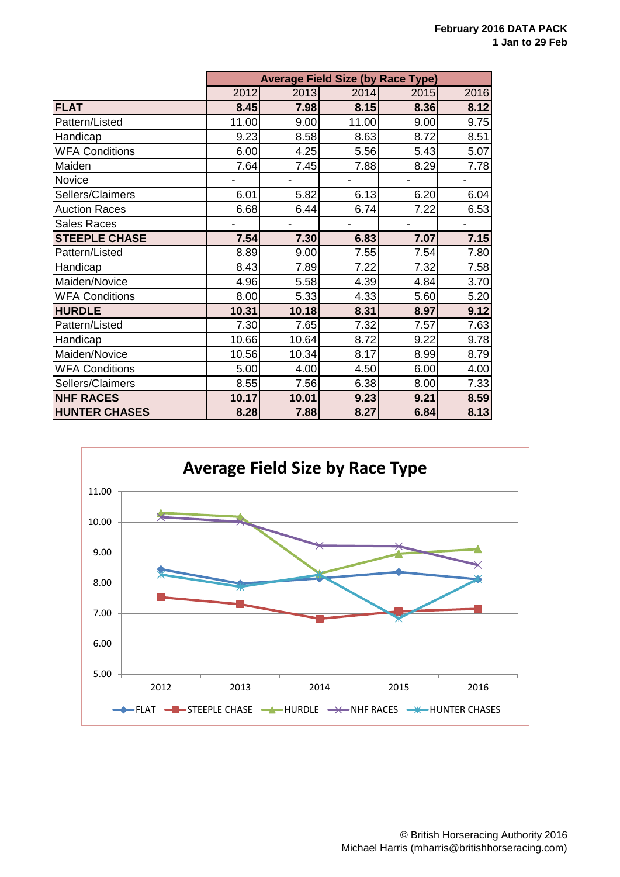| | Average Field Size (by Race Type) | | | | |
|---|---|---|---|---|---|
| | 2012 | 2013 | 2014 | 2015 | 2016 |
| **FLAT** | **8.45** | **7.98** | **8.15** | **8.36** | **8.12** |
| Pattern/Listed | 11.00 | 9.00 | 11.00 | 9.00 | 9.75 |
| Handicap | 9.23 | 8.58 | 8.63 | 8.72 | 8.51 |
| WFA Conditions | 6.00 | 4.25 | 5.56 | 5.43 | 5.07 |
| Maiden | 7.64 | 7.45 | 7.88 | 8.29 | 7.78 |
| Novice | - | - | - | - | - |
| Sellers/Claimers | 6.01 | 5.82 | 6.13 | 6.20 | 6.04 |
| Auction Races | 6.68 | 6.44 | 6.74 | 7.22 | 6.53 |
| Sales Races | - | - | - | - | - |
| **STEEPLE CHASE** | **7.54** | **7.30** | **6.83** | **7.07** | **7.15** |
| Pattern/Listed | 8.89 | 9.00 | 7.55 | 7.54 | 7.80 |
| Handicap | 8.43 | 7.89 | 7.22 | 7.32 | 7.58 |
| Maiden/Novice | 4.96 | 5.58 | 4.39 | 4.84 | 3.70 |
| WFA Conditions | 8.00 | 5.33 | 4.33 | 5.60 | 5.20 |
| **HURDLE** | **10.31** | **10.18** | **8.31** | **8.97** | **9.12** |
| Pattern/Listed | 7.30 | 7.65 | 7.32 | 7.57 | 7.63 |
| Handicap | 10.66 | 10.64 | 8.72 | 9.22 | 9.78 |
| Maiden/Novice | 10.56 | 10.34 | 8.17 | 8.99 | 8.79 |
| WFA Conditions | 5.00 | 4.00 | 4.50 | 6.00 | 4.00 |
| Sellers/Claimers | 8.55 | 7.56 | 6.38 | 8.00 | 7.33 |
| **NHF RACES** | **10.17** | **10.01** | **9.23** | **9.21** | **8.59** |
| **HUNTER CHASES** | **8.28** | **7.88** | **8.27** | **6.84** | **8.13** |

## Average Field Size by Race Type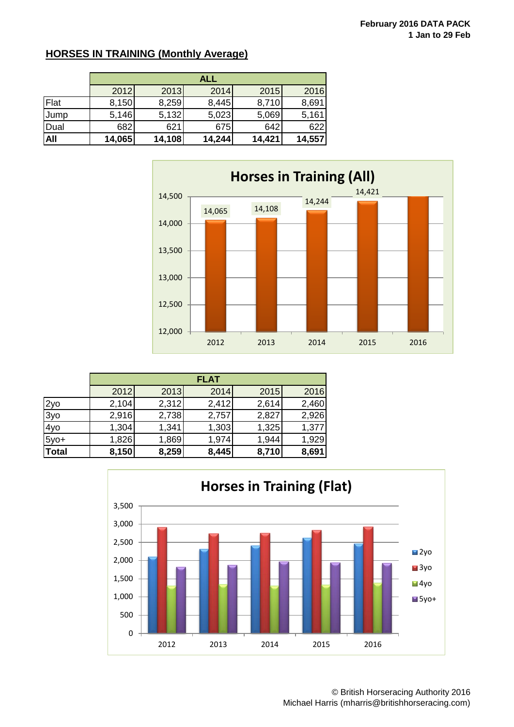## HORSES IN TRAINING (Monthly Average)

| | ALL | | | | |
|---|---|---|---|---|---|
| | 2012 | 2013 | 2014 | 2015 | 2016 |
| Flat | 8,150 | 8,259 | 8,445 | 8,710 | 8,691 |
| Jump | 5,146 | 5,132 | 5,023 | 5,069 | 5,161 |
| Dual | 682 | 621 | 675 | 642 | 622 |
| **All** | **14,065** | **14,108** | **14,244** | **14,421** | **14,557** |

**Horses in Training (All)**

| | FLAT | | | | |
|---|---|---|---|---|---|
| | 2012 | 2013 | 2014 | 2015 | 2016 |
| 2yo | 2,104 | 2,312 | 2,412 | 2,614 | 2,460 |
| 3yo | 2,916 | 2,738 | 2,757 | 2,827 | 2,926 |
| 4yo | 1,304 | 1,341 | 1,303 | 1,325 | 1,377 |
| 5yo+ | 1,826 | 1,869 | 1,974 | 1,944 | 1,929 |
| **Total** | **8,150** | **8,259** | **8,445** | **8,710** | **8,691** |

**Horses in Training (Flat)**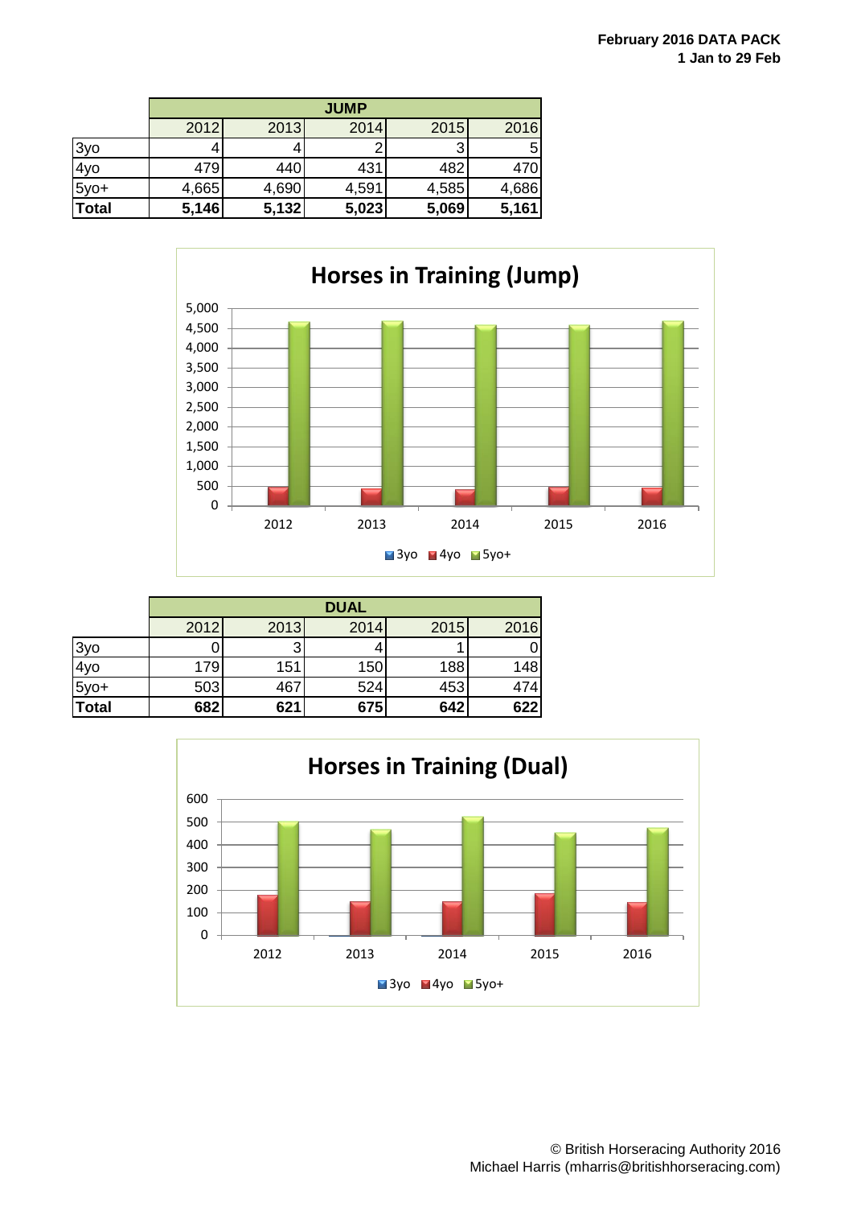**February 2016 DATA PACK**
**1 Jan to 29 Feb**

| | JUMP | | | | |
|---|---|---|---|---|---|
| | 2012 | 2013 | 2014 | 2015 | 2016 |
| 3yo | 4 | 4 | 2 | 3 | 5 |
| 4yo | 479 | 440 | 431 | 482 | 470 |
| 5yo+ | 4,665 | 4,690 | 4,591 | 4,585 | 4,686 |
| **Total** | **5,146** | **5,132** | **5,023** | **5,069** | **5,161** |

## Horses in Training (Jump)

| | DUAL | | | | |
|---|---|---|---|---|---|
| | 2012 | 2013 | 2014 | 2015 | 2016 |
| 3yo | 0 | 3 | 4 | 1 | 0 |
| 4yo | 179 | 151 | 150 | 188 | 148 |
| 5yo+ | 503 | 467 | 524 | 453 | 474 |
| **Total** | **682** | **621** | **675** | **642** | **622** |

## Horses in Training (Dual)

© British Horseracing Authority 2016
Michael Harris (mharris@britishhorseracing.com)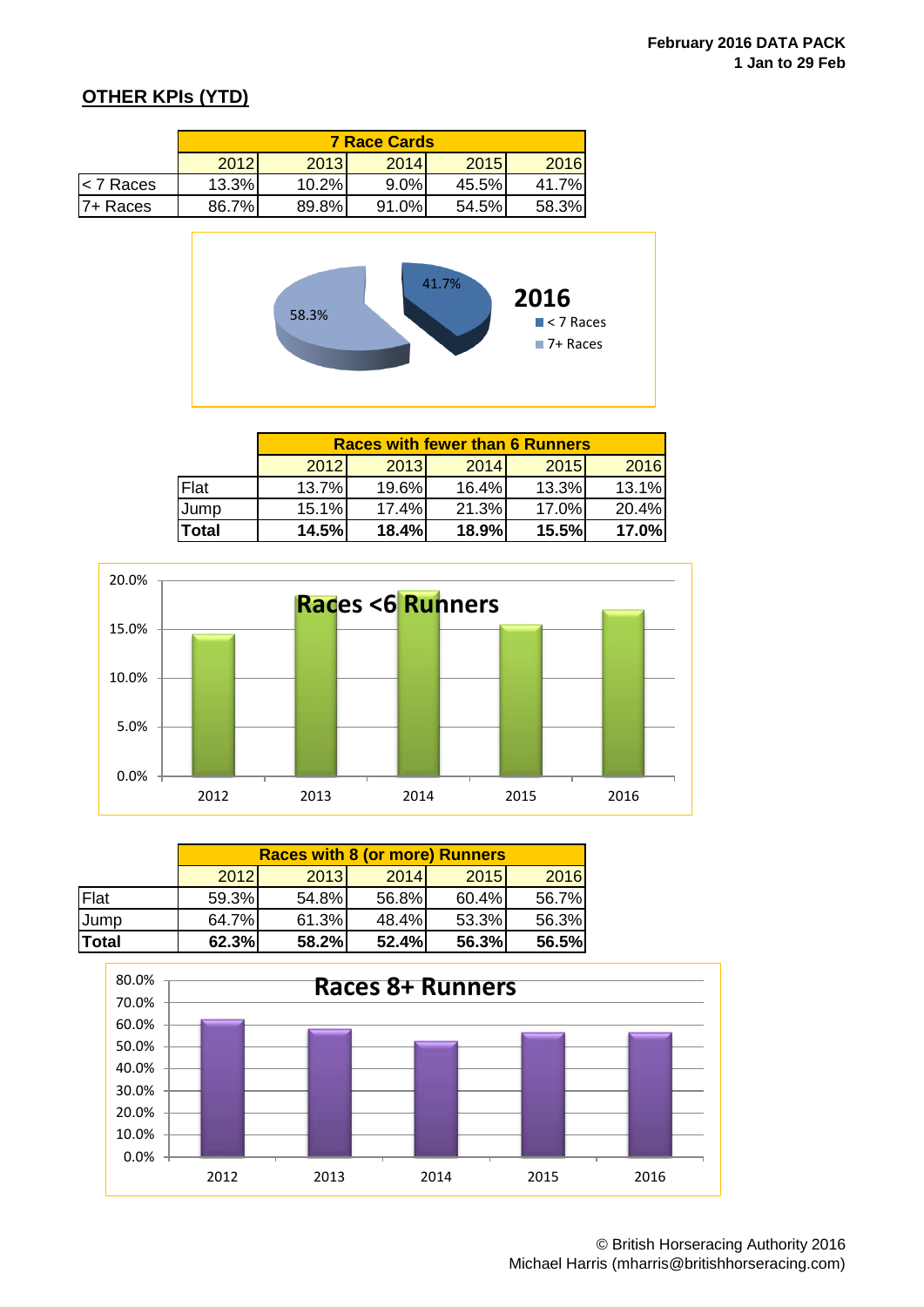February 2016 DATA PACK
1 Jan to 29 Feb

## OTHER KPIs (YTD)

| | 7 Race Cards | | | | |
|---|---|---|---|---|---|
| | 2012 | 2013 | 2014 | 2015 | 2016 |
| < 7 Races | 13.3% | 10.2% | 9.0% | 45.5% | 41.7% |
| 7+ Races | 86.7% | 89.8% | 91.0% | 54.5% | 58.3% |

| | Races with fewer than 6 Runners | | | | |
|---|---|---|---|---|---|
| | 2012 | 2013 | 2014 | 2015 | 2016 |
| Flat | 13.7% | 19.6% | 16.4% | 13.3% | 13.1% |
| Jump | 15.1% | 17.4% | 21.3% | 17.0% | 20.4% |
| **Total** | **14.5%** | **18.4%** | **18.9%** | **15.5%** | **17.0%** |

| | Races with 8 (or more) Runners | | | | |
|---|---|---|---|---|---|
| | 2012 | 2013 | 2014 | 2015 | 2016 |
| Flat | 59.3% | 54.8% | 56.8% | 60.4% | 56.7% |
| Jump | 64.7% | 61.3% | 48.4% | 53.3% | 56.3% |
| **Total** | **62.3%** | **58.2%** | **52.4%** | **56.3%** | **56.5%** |

© British Horseracing Authority 2016
Michael Harris (mharris@britishhorseracing.com)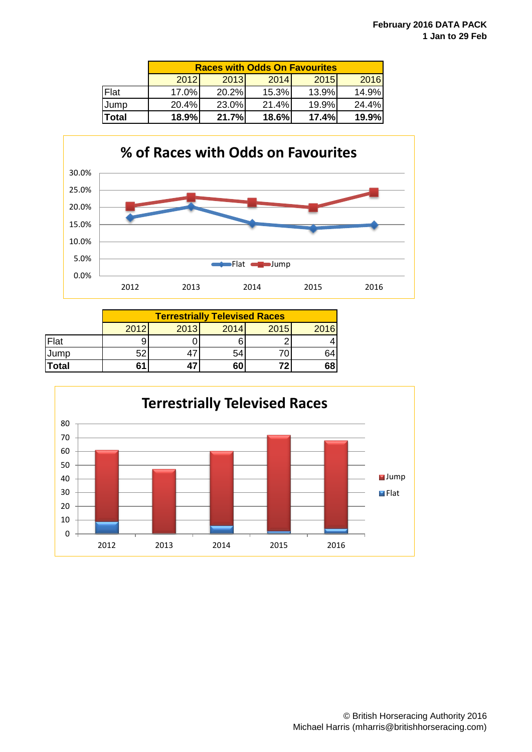**February 2016 DATA PACK**
**1 Jan to 29 Feb**

| | Races with Odds On Favourites | | | | |
|---|---|---|---|---|---|
| | 2012 | 2013 | 2014 | 2015 | 2016 |
| Flat | 17.0% | 20.2% | 15.3% | 13.9% | 14.9% |
| Jump | 20.4% | 23.0% | 21.4% | 19.9% | 24.4% |
| **Total** | **18.9%** | **21.7%** | **18.6%** | **17.4%** | **19.9%** |

% of Races with Odds on Favourites

30.0%
25.0%
20.0%
15.0%
10.0%
5.0%
0.0%

2012 2013 2014 2015 2016

Flat Jump

| | Terrestrially Televised Races | | | | |
|---|---|---|---|---|---|
| | 2012 | 2013 | 2014 | 2015 | 2016 |
| Flat | 9 | 0 | 6 | 2 | 4 |
| Jump | 52 | 47 | 54 | 70 | 64 |
| **Total** | **61** | **47** | **60** | **72** | **68** |

Terrestrially Televised Races

80
70
60
50
40
30
20
10
0

2012 2013 2014 2015 2016

Jump
Flat

© British Horseracing Authority 2016
Michael Harris (mharris@britishhorseracing.com)